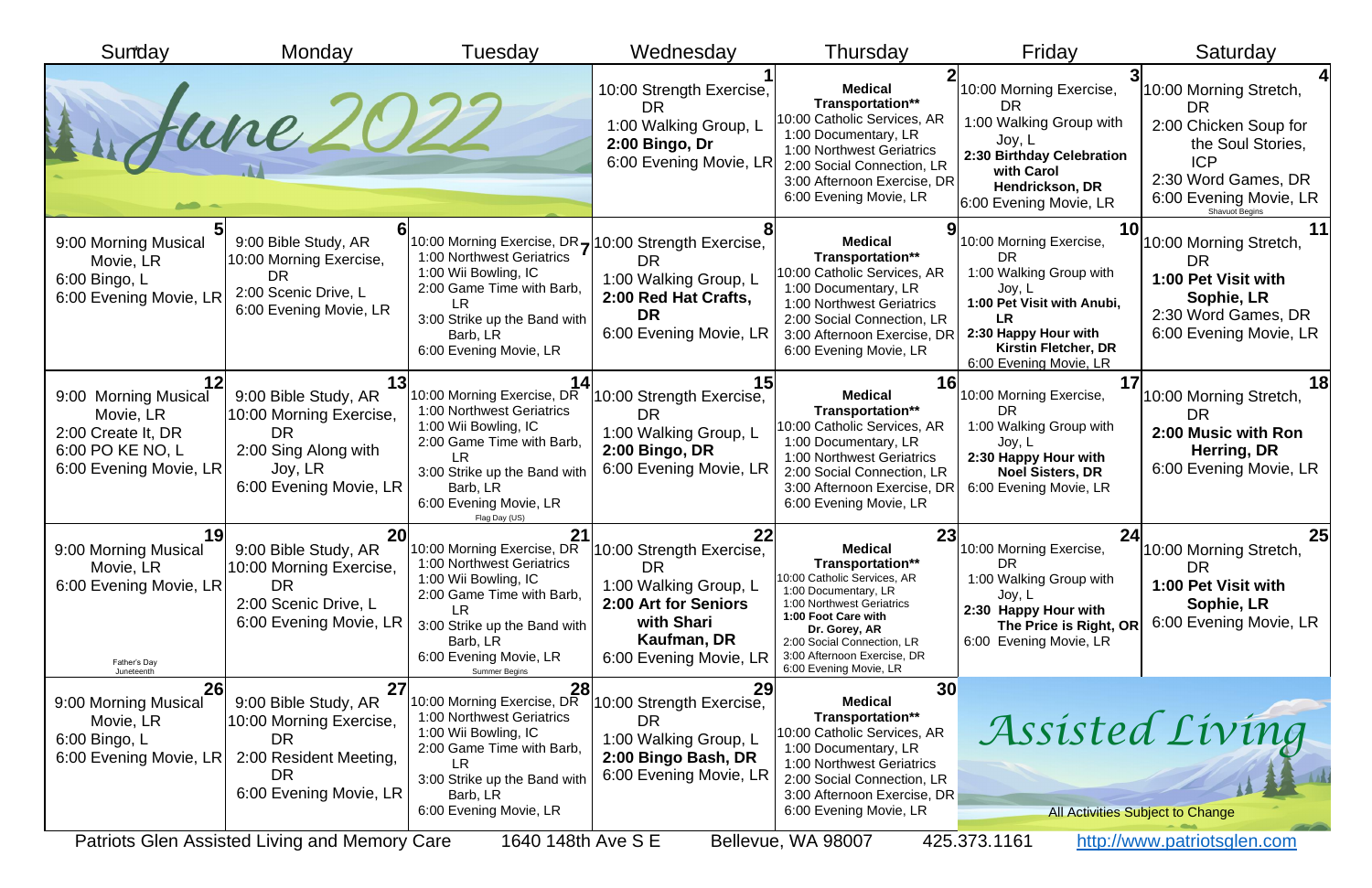# June 2022

| Sunday | Monday | Tuesday | Wednesday | Thursday | Friday | Saturday |
|---|---|---|---|---|---|---|
| | | | **1**<br>10:00 Strength Exercise, DR<br>1:00 Walking Group, L<br>**2:00 Bingo, Dr**<br>6:00 Evening Movie, LR | **2**<br>**Medical Transportation****<br>10:00 Catholic Services, AR<br>1:00 Documentary, LR<br>1:00 Northwest Geriatrics<br>2:00 Social Connection, LR<br>3:00 Afternoon Exercise, DR<br>6:00 Evening Movie, LR | **3**<br>10:00 Morning Exercise, DR<br>1:00 Walking Group with Joy, L<br>**2:30 Birthday Celebration with Carol Hendrickson, DR**<br>6:00 Evening Movie, LR | **4**<br>10:00 Morning Stretch, DR<br>2:00 Chicken Soup for the Soul Stories, ICP<br>2:30 Word Games, DR<br>6:00 Evening Movie, LR<br>Shavuot Begins |
| **5**<br>9:00 Morning Musical Movie, LR<br>6:00 Bingo, L<br>6:00 Evening Movie, LR | **6**<br>9:00 Bible Study, AR<br>10:00 Morning Exercise, DR<br>2:00 Scenic Drive, L<br>6:00 Evening Movie, LR | **7**<br>10:00 Morning Exercise, DR<br>1:00 Northwest Geriatrics<br>1:00 Wii Bowling, IC<br>2:00 Game Time with Barb, LR<br>3:00 Strike up the Band with Barb, LR<br>6:00 Evening Movie, LR | **8**<br>10:00 Strength Exercise, DR<br>1:00 Walking Group, L<br>**2:00 Red Hat Crafts, DR**<br>6:00 Evening Movie, LR | **9**<br>**Medical Transportation****<br>10:00 Catholic Services, AR<br>1:00 Documentary, LR<br>1:00 Northwest Geriatrics<br>2:00 Social Connection, LR<br>3:00 Afternoon Exercise, DR<br>6:00 Evening Movie, LR | **10**<br>10:00 Morning Exercise, DR<br>1:00 Walking Group with Joy, L<br>**1:00 Pet Visit with Anubi, LR**<br>**2:30 Happy Hour with Kirstin Fletcher, DR**<br>6:00 Evening Movie, LR | **11**<br>10:00 Morning Stretch, DR<br>**1:00 Pet Visit with Sophie, LR**<br>2:30 Word Games, DR<br>6:00 Evening Movie, LR |
| **12**<br>9:00 Morning Musical Movie, LR<br>2:00 Create It, DR<br>6:00 PO KE NO, L<br>6:00 Evening Movie, LR | **13**<br>9:00 Bible Study, AR<br>10:00 Morning Exercise, DR<br>2:00 Sing Along with Joy, LR<br>6:00 Evening Movie, LR | **14**<br>10:00 Morning Exercise, DR<br>1:00 Northwest Geriatrics<br>1:00 Wii Bowling, IC<br>2:00 Game Time with Barb, LR<br>3:00 Strike up the Band with Barb, LR<br>6:00 Evening Movie, LR<br>Flag Day (US) | **15**<br>10:00 Strength Exercise, DR<br>1:00 Walking Group, L<br>**2:00 Bingo, DR**<br>6:00 Evening Movie, LR | **16**<br>**Medical Transportation****<br>10:00 Catholic Services, AR<br>1:00 Documentary, LR<br>1:00 Northwest Geriatrics<br>2:00 Social Connection, LR<br>3:00 Afternoon Exercise, DR<br>6:00 Evening Movie, LR | **17**<br>10:00 Morning Exercise, DR<br>1:00 Walking Group with Joy, L<br>**2:30 Happy Hour with Noel Sisters, DR**<br>6:00 Evening Movie, LR | **18**<br>10:00 Morning Stretch, DR<br>**2:00 Music with Ron Herring, DR**<br>6:00 Evening Movie, LR |
| **19**<br>9:00 Morning Musical Movie, LR<br>6:00 Evening Movie, LR<br>Father's Day<br>Juneteenth | **20**<br>9:00 Bible Study, AR<br>10:00 Morning Exercise, DR<br>2:00 Scenic Drive, L<br>6:00 Evening Movie, LR | **21**<br>10:00 Morning Exercise, DR<br>1:00 Northwest Geriatrics<br>1:00 Wii Bowling, IC<br>2:00 Game Time with Barb, LR<br>3:00 Strike up the Band with Barb, LR<br>6:00 Evening Movie, LR<br>Summer Begins | **22**<br>10:00 Strength Exercise, DR<br>1:00 Walking Group, L<br>**2:00 Art for Seniors with Shari Kaufman, DR**<br>6:00 Evening Movie, LR | **23**<br>**Medical Transportation****<br>10:00 Catholic Services, AR<br>1:00 Documentary, LR<br>1:00 Northwest Geriatrics<br>**1:00 Foot Care with Dr. Gorey, AR**<br>2:00 Social Connection, LR<br>3:00 Afternoon Exercise, DR<br>6:00 Evening Movie, LR | **24**<br>10:00 Morning Exercise, DR<br>1:00 Walking Group with Joy, L<br>**2:30 Happy Hour with The Price is Right, OR**<br>6:00 Evening Movie, LR | **25**<br>10:00 Morning Stretch, DR<br>**1:00 Pet Visit with Sophie, LR**<br>6:00 Evening Movie, LR |
| **26**<br>9:00 Morning Musical Movie, LR<br>6:00 Bingo, L<br>6:00 Evening Movie, LR | **27**<br>9:00 Bible Study, AR<br>10:00 Morning Exercise, DR<br>2:00 Resident Meeting, DR<br>6:00 Evening Movie, LR | **28**<br>10:00 Morning Exercise, DR<br>1:00 Northwest Geriatrics<br>1:00 Wii Bowling, IC<br>2:00 Game Time with Barb, LR<br>3:00 Strike up the Band with Barb, LR<br>6:00 Evening Movie, LR | **29**<br>10:00 Strength Exercise, DR<br>1:00 Walking Group, L<br>**2:00 Bingo Bash, DR**<br>6:00 Evening Movie, LR | **30**<br>**Medical Transportation****<br>10:00 Catholic Services, AR<br>1:00 Documentary, LR<br>1:00 Northwest Geriatrics<br>2:00 Social Connection, LR<br>3:00 Afternoon Exercise, DR<br>6:00 Evening Movie, LR | *Assisted Living*<br>All Activities Subject to Change | |

Patriots Glen Assisted Living and Memory Care 1640 148th Ave S E Bellevue, WA 98007 425.373.1161 http://www.patriotsglen.com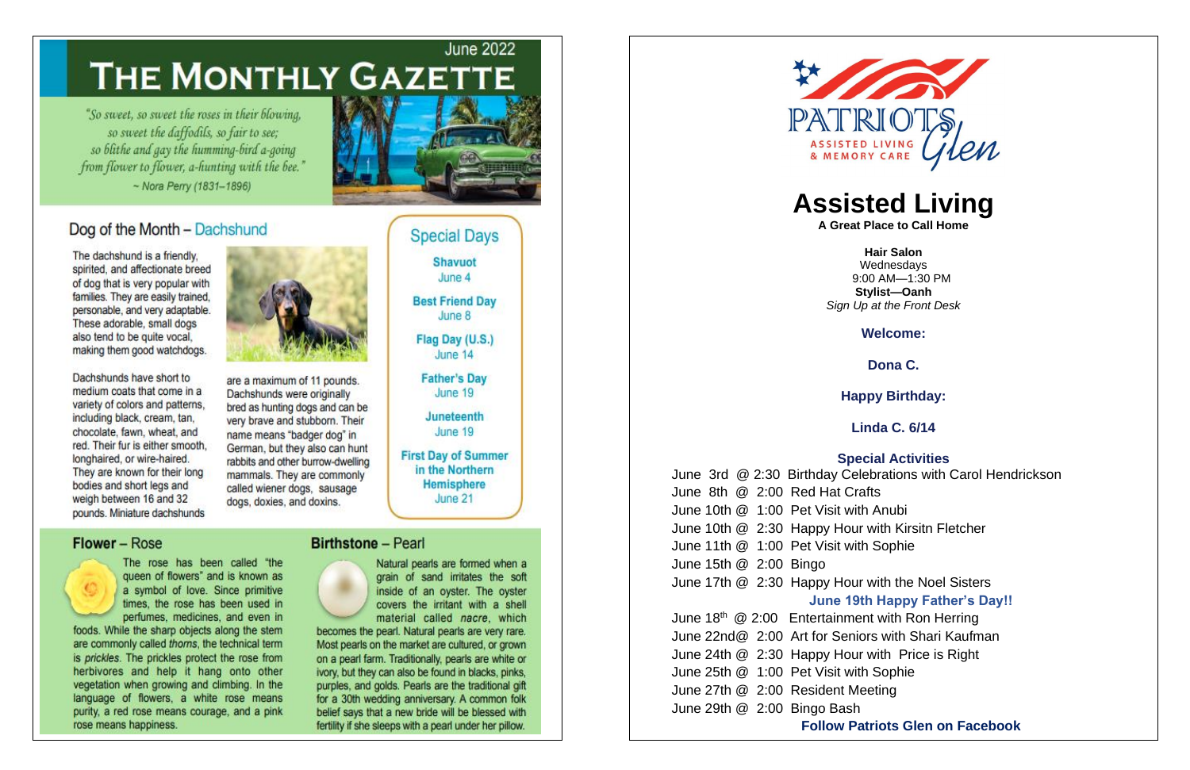June 2022

# The Monthly Gazette

*"So sweet, so sweet the roses in their blowing,
so sweet the daffodils, so fair to see;
so blithe and gay the humming-bird a-going
from flower to flower, a-hunting with the bee."*
~ Nora Perry (1831–1896)

## Dog of the Month – Dachshund

The dachshund is a friendly, spirited, and affectionate breed of dog that is very popular with families. They are easily trained, personable, and very adaptable. These adorable, small dogs also tend to be quite vocal, making them good watchdogs.

Dachshunds have short to medium coats that come in a variety of colors and patterns, including black, cream, tan, chocolate, fawn, wheat, and red. Their fur is either smooth, longhaired, or wire-haired. They are known for their long bodies and short legs and weigh between 16 and 32 pounds. Miniature dachshunds are a maximum of 11 pounds. Dachshunds were originally bred as hunting dogs and can be very brave and stubborn. Their name means "badger dog" in German, but they also can hunt rabbits and other burrow-dwelling mammals. They are commonly called wiener dogs, sausage dogs, doxies, and doxins.

## Special Days

**Shavuot**
June 4

**Best Friend Day**
June 8

**Flag Day (U.S.)**
June 14

**Father's Day**
June 19

**Juneteenth**
June 19

**First Day of Summer in the Northern Hemisphere**
June 21

## Flower – Rose

The rose has been called "the queen of flowers" and is known as a symbol of love. Since primitive times, the rose has been used in perfumes, medicines, and even in foods. While the sharp objects along the stem are commonly called *thorns*, the technical term is *prickles*. The prickles protect the rose from herbivores and help it hang onto other vegetation when growing and climbing. In the language of flowers, a white rose means purity, a red rose means courage, and a pink rose means happiness.

## Birthstone – Pearl

Natural pearls are formed when a grain of sand irritates the soft inside of an oyster. The oyster covers the irritant with a shell material called *nacre*, which becomes the pearl. Natural pearls are very rare. Most pearls on the market are cultured, or grown on a pearl farm. Traditionally, pearls are white or ivory, but they can also be found in blacks, pinks, purples, and golds. Pearls are the traditional gift for a 30th wedding anniversary. A common folk belief says that a new bride will be blessed with fertility if she sleeps with a pearl under her pillow.

PATRIOTS Glen
ASSISTED LIVING & MEMORY CARE

# Assisted Living

**A Great Place to Call Home**

**Hair Salon**
Wednesdays
9:00 AM—1:30 PM
**Stylist—Oanh**
*Sign Up at the Front Desk*

**Welcome:**

**Dona C.**

**Happy Birthday:**

**Linda C. 6/14**

**Special Activities**

June 3rd @ 2:30 Birthday Celebrations with Carol Hendrickson
June 8th @ 2:00 Red Hat Crafts
June 10th @ 1:00 Pet Visit with Anubi
June 10th @ 2:30 Happy Hour with Kirsitn Fletcher
June 11th @ 1:00 Pet Visit with Sophie
June 15th @ 2:00 Bingo
June 17th @ 2:30 Happy Hour with the Noel Sisters
**June 19th Happy Father's Day!!**
June 18th @ 2:00 Entertainment with Ron Herring
June 22nd@ 2:00 Art for Seniors with Shari Kaufman
June 24th @ 2:30 Happy Hour with Price is Right
June 25th @ 1:00 Pet Visit with Sophie
June 27th @ 2:00 Resident Meeting
June 29th @ 2:00 Bingo Bash

**Follow Patriots Glen on Facebook**